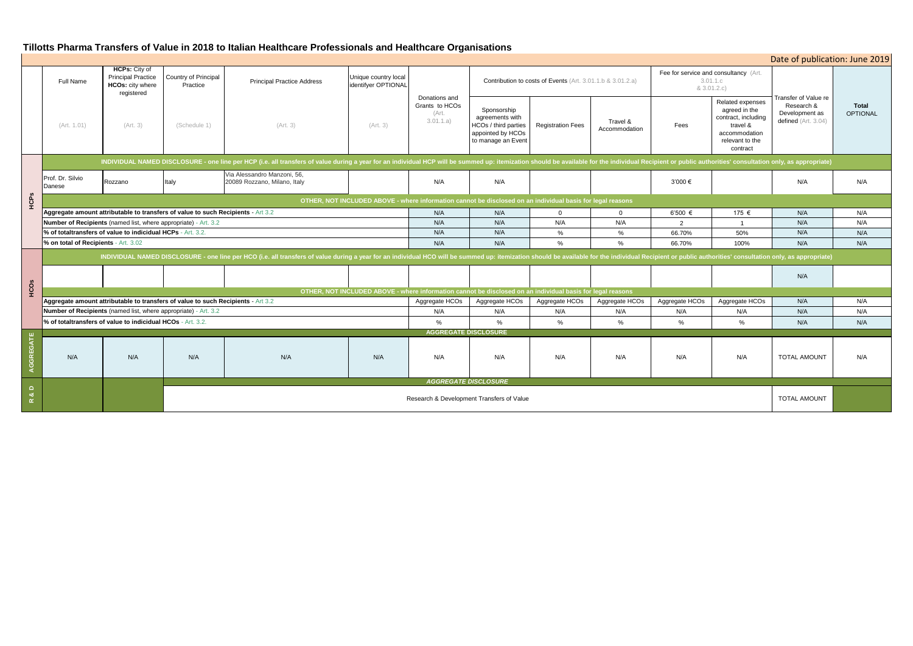# Tillotts Pharma Transfers of Value in 2018 to Italian Healthcare Professionals and Healthcare Organisations

Date of publication: June 2019

| | Full Name | HCPs: City of Principal Practice HCOs: city where registered | Country of Principal Practice | Principal Practice Address | Unique country local identifyer OPTIONAL | Donations and Grants to HCOs (Art. 3.01.1.a) | Contribution to costs of Events (Art. 3.01.1.b & 3.01.2.a) | | | Fee for service and consultancy (Art. 3.01.1.c & 3.01.2.c) | | Transfer of Value re Research & Development as defined (Art. 3.04) | Total OPTIONAL |
|---|---|---|---|---|---|---|---|---|---|---|---|---|---|
| | (Art. 1.01) | (Art. 3) | (Schedule 1) | (Art. 3) | (Art. 3) | | Sponsorship agreements with HCOs / third parties appointed by HCOs to manage an Event | Registration Fees | Travel & Accommodation | Fees | Related expenses agreed in the contract, including travel & accommodation relevant to the contract | | |
| HCPs | INDIVIDUAL NAMED DISCLOSURE - one line per HCP (i.e. all transfers of value during a year for an individual HCP will be summed up: itemization should be available for the individual Recipient or public authorities' consultation only, as appropriate) | | | | | | | | | | | | |
| | Prof. Dr. Silvio Danese | Rozzano | Italy | Via Alessandro Manzoni, 56, 20089 Rozzano, Milano, Italy | | N/A | N/A | | | 3'000 € | | N/A | N/A |
| | OTHER, NOT INCLUDED ABOVE - where information cannot be disclosed on an individual basis for legal reasons | | | | | | | | | | | | |
| | Aggregate amount attributable to transfers of value to such Recipients - Art 3.2 | | | | | N/A | N/A | 0 | 0 | 6'500 € | 175 € | N/A | N/A |
| | Number of Recipients (named list, where appropriate) - Art. 3.2 | | | | | N/A | N/A | N/A | N/A | 2 | 1 | N/A | N/A |
| | % of totaltransfers of value to indicidual HCPs - Art. 3.2. | | | | | N/A | N/A | % | % | 66.70% | 50% | N/A | N/A |
| | % on total of Recipients - Art. 3.02 | | | | | N/A | N/A | % | % | 66.70% | 100% | N/A | N/A |
| HCOs | INDIVIDUAL NAMED DISCLOSURE - one line per HCO (i.e. all transfers of value during a year for an individual HCO will be summed up: itemization should be available for the individual Recipient or public authorities' consultation only, as appropriate) | | | | | | | | | | | | |
| | | | | | | | | | | | | N/A | |
| | OTHER, NOT INCLUDED ABOVE - where information cannot be disclosed on an individual basis for legal reasons | | | | | | | | | | | | |
| | Aggregate amount attributable to transfers of value to such Recipients - Art 3.2 | | | | | Aggregate HCOs | Aggregate HCOs | Aggregate HCOs | Aggregate HCOs | Aggregate HCOs | Aggregate HCOs | N/A | N/A |
| | Number of Recipients (named list, where appropriate) - Art. 3.2 | | | | | N/A | N/A | N/A | N/A | N/A | N/A | N/A | N/A |
| | % of totaltransfers of value to indicidual HCOs - Art. 3.2. | | | | | % | % | % | % | % | % | N/A | N/A |
| AGGREGATE | AGGREGATE DISCLOSURE | | | | | | | | | | | | |
| | N/A | N/A | N/A | N/A | N/A | N/A | N/A | N/A | N/A | N/A | N/A | TOTAL AMOUNT | N/A |
| R & D | AGGREGATE DISCLOSURE | | | | | | | | | | | | |
| | | | Research & Development Transfers of Value | | | | | | | | | TOTAL AMOUNT | |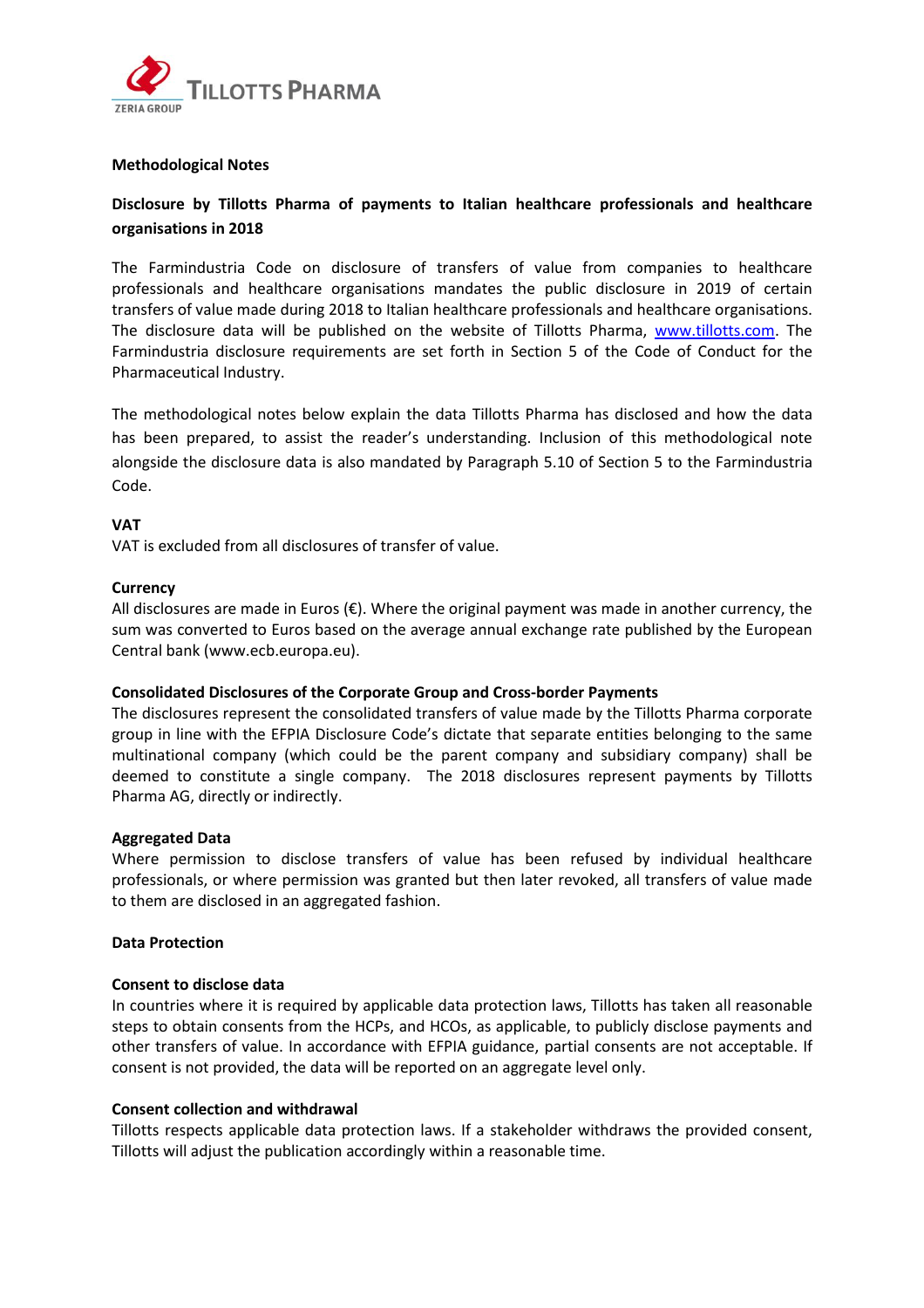**Methodological Notes**

**Disclosure by Tillotts Pharma of payments to Italian healthcare professionals and healthcare organisations in 2018**

The Farmindustria Code on disclosure of transfers of value from companies to healthcare professionals and healthcare organisations mandates the public disclosure in 2019 of certain transfers of value made during 2018 to Italian healthcare professionals and healthcare organisations. The disclosure data will be published on the website of Tillotts Pharma, www.tillotts.com. The Farmindustria disclosure requirements are set forth in Section 5 of the Code of Conduct for the Pharmaceutical Industry.

The methodological notes below explain the data Tillotts Pharma has disclosed and how the data has been prepared, to assist the reader's understanding. Inclusion of this methodological note alongside the disclosure data is also mandated by Paragraph 5.10 of Section 5 to the Farmindustria Code.

**VAT**

VAT is excluded from all disclosures of transfer of value.

**Currency**

All disclosures are made in Euros (€). Where the original payment was made in another currency, the sum was converted to Euros based on the average annual exchange rate published by the European Central bank (www.ecb.europa.eu).

**Consolidated Disclosures of the Corporate Group and Cross-border Payments**

The disclosures represent the consolidated transfers of value made by the Tillotts Pharma corporate group in line with the EFPIA Disclosure Code's dictate that separate entities belonging to the same multinational company (which could be the parent company and subsidiary company) shall be deemed to constitute a single company. The 2018 disclosures represent payments by Tillotts Pharma AG, directly or indirectly.

**Aggregated Data**

Where permission to disclose transfers of value has been refused by individual healthcare professionals, or where permission was granted but then later revoked, all transfers of value made to them are disclosed in an aggregated fashion.

**Data Protection**

**Consent to disclose data**

In countries where it is required by applicable data protection laws, Tillotts has taken all reasonable steps to obtain consents from the HCPs, and HCOs, as applicable, to publicly disclose payments and other transfers of value. In accordance with EFPIA guidance, partial consents are not acceptable. If consent is not provided, the data will be reported on an aggregate level only.

**Consent collection and withdrawal**

Tillotts respects applicable data protection laws. If a stakeholder withdraws the provided consent, Tillotts will adjust the publication accordingly within a reasonable time.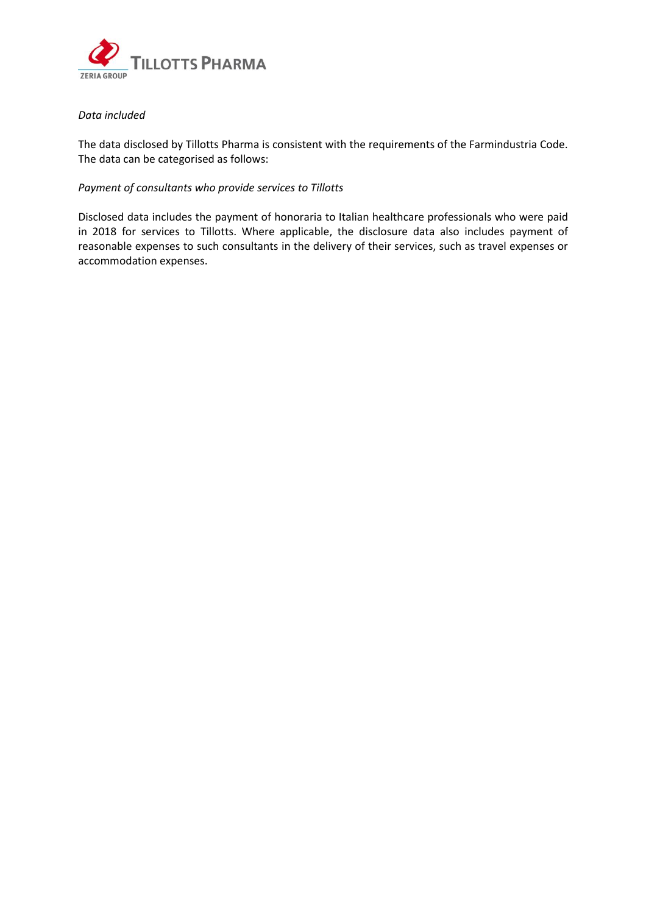*Data included*

The data disclosed by Tillotts Pharma is consistent with the requirements of the Farmindustria Code. The data can be categorised as follows:

*Payment of consultants who provide services to Tillotts*

Disclosed data includes the payment of honoraria to Italian healthcare professionals who were paid in 2018 for services to Tillotts. Where applicable, the disclosure data also includes payment of reasonable expenses to such consultants in the delivery of their services, such as travel expenses or accommodation expenses.